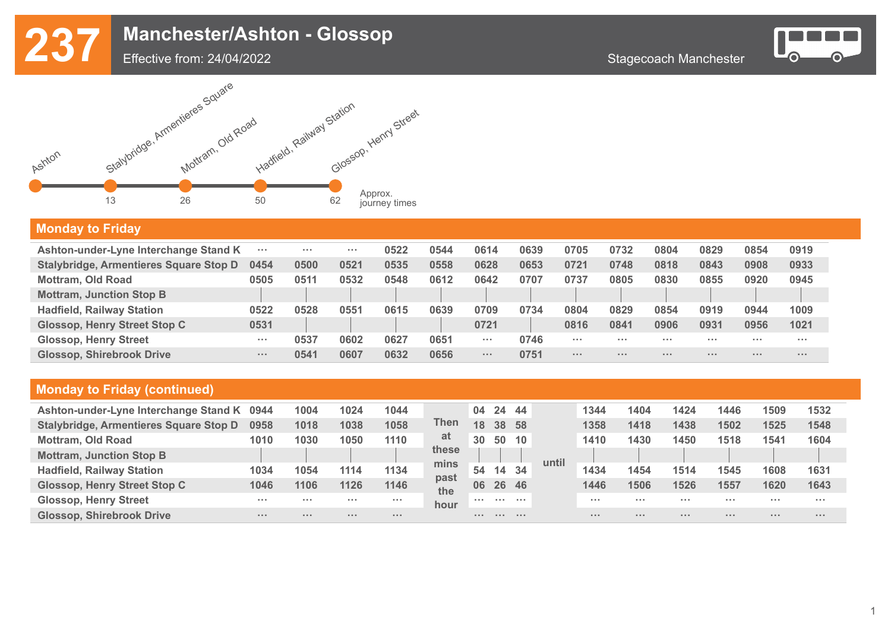# 237 Manchester/Ashton - Glossop

Effective from: 24/04/2022

Stagecoach Manchester

| Ashton | Stalybridge, Armentieres Square | Mottram, Old Road | Hadfield, Railway Station | Glossop, Henry Street |
|---|---|---|---|---|
| | 13 | 26 | 50 | 62 |

Approx. journey times

## Monday to Friday

| | | | | | | | | | | | | | |
|---|---|---|---|---|---|---|---|---|---|---|---|---|---|
| Ashton-under-Lyne Interchange Stand K | ... | ... | ... | 0522 | 0544 | 0614 | 0639 | 0705 | 0732 | 0804 | 0829 | 0854 | 0919 |
| Stalybridge, Armentieres Square Stop D | 0454 | 0500 | 0521 | 0535 | 0558 | 0628 | 0653 | 0721 | 0748 | 0818 | 0843 | 0908 | 0933 |
| Mottram, Old Road | 0505 | 0511 | 0532 | 0548 | 0612 | 0642 | 0707 | 0737 | 0805 | 0830 | 0855 | 0920 | 0945 |
| Mottram, Junction Stop B | \| | \| | \| | \| | \| | \| | \| | \| | \| | \| | \| | \| | \| |
| Hadfield, Railway Station | 0522 | 0528 | 0551 | 0615 | 0639 | 0709 | 0734 | 0804 | 0829 | 0854 | 0919 | 0944 | 1009 |
| Glossop, Henry Street Stop C | 0531 | \| | \| | \| | \| | 0721 | \| | 0816 | 0841 | 0906 | 0931 | 0956 | 1021 |
| Glossop, Henry Street | ... | 0537 | 0602 | 0627 | 0651 | ... | 0746 | ... | ... | ... | ... | ... | ... |
| Glossop, Shirebrook Drive | ... | 0541 | 0607 | 0632 | 0656 | ... | 0751 | ... | ... | ... | ... | ... | ... |

## Monday to Friday (continued)

| | | | | | | | | | | | | | | | |
|---|---|---|---|---|---|---|---|---|---|---|---|---|---|---|---|
| Ashton-under-Lyne Interchange Stand K | 0944 | 1004 | 1024 | 1044 | Then at these mins past the hour | 04 | 24 | 44 | until | 1344 | 1404 | 1424 | 1446 | 1509 | 1532 |
| Stalybridge, Armentieres Square Stop D | 0958 | 1018 | 1038 | 1058 | | 18 | 38 | 58 | | 1358 | 1418 | 1438 | 1502 | 1525 | 1548 |
| Mottram, Old Road | 1010 | 1030 | 1050 | 1110 | | 30 | 50 | 10 | | 1410 | 1430 | 1450 | 1518 | 1541 | 1604 |
| Mottram, Junction Stop B | \| | \| | \| | \| | | \| | \| | \| | | \| | \| | \| | \| | \| | \| |
| Hadfield, Railway Station | 1034 | 1054 | 1114 | 1134 | | 54 | 14 | 34 | | 1434 | 1454 | 1514 | 1545 | 1608 | 1631 |
| Glossop, Henry Street Stop C | 1046 | 1106 | 1126 | 1146 | | 06 | 26 | 46 | | 1446 | 1506 | 1526 | 1557 | 1620 | 1643 |
| Glossop, Henry Street | ... | ... | ... | ... | | ... | ... | ... | | ... | ... | ... | ... | ... | ... |
| Glossop, Shirebrook Drive | ... | ... | ... | ... | | ... | ... | ... | | ... | ... | ... | ... | ... | ... |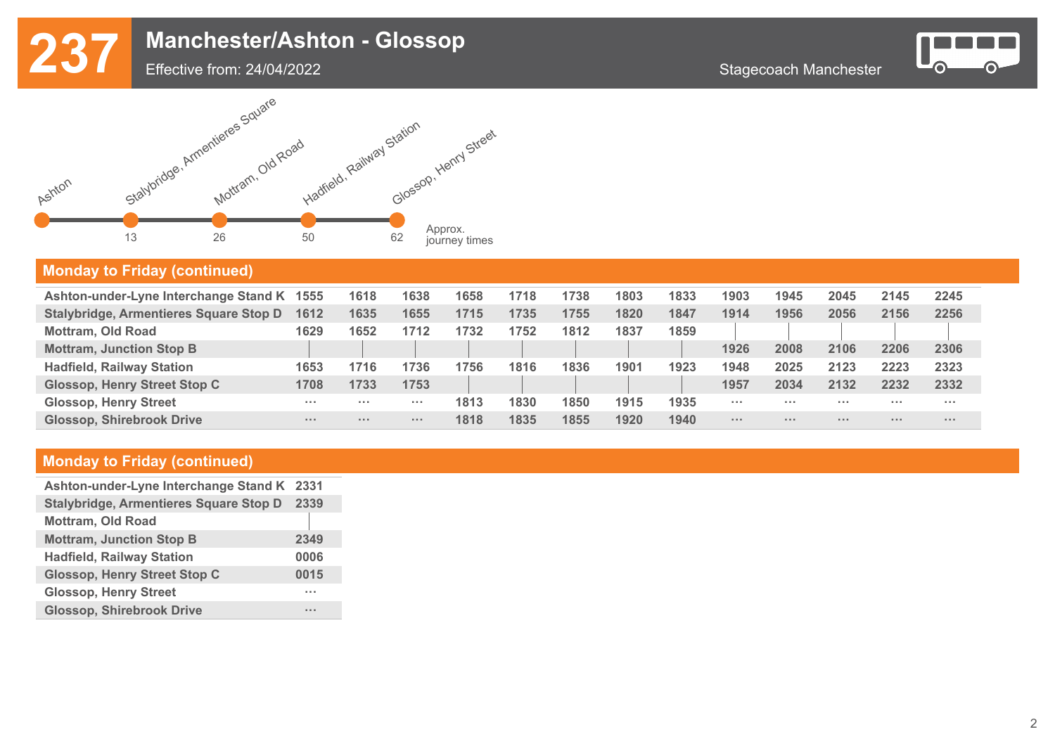# 237 Manchester/Ashton - Glossop

Effective from: 24/04/2022

Stagecoach Manchester

| Ashton | Stalybridge, Armentieres Square | Mottram, Old Road | Hadfield, Railway Station | Glossop, Henry Street |
|---|---|---|---|---|
| | 13 | 26 | 50 | 62 |

Approx. journey times

## Monday to Friday (continued)

| | | | | | | | | | | | | | |
|---|---|---|---|---|---|---|---|---|---|---|---|---|---|
| Ashton-under-Lyne Interchange Stand K | 1555 | 1618 | 1638 | 1658 | 1718 | 1738 | 1803 | 1833 | 1903 | 1945 | 2045 | 2145 | 2245 |
| Stalybridge, Armentieres Square Stop D | 1612 | 1635 | 1655 | 1715 | 1735 | 1755 | 1820 | 1847 | 1914 | 1956 | 2056 | 2156 | 2256 |
| Mottram, Old Road | 1629 | 1652 | 1712 | 1732 | 1752 | 1812 | 1837 | 1859 | \| | \| | \| | \| | \| |
| Mottram, Junction Stop B | \| | \| | \| | \| | \| | \| | \| | \| | 1926 | 2008 | 2106 | 2206 | 2306 |
| Hadfield, Railway Station | 1653 | 1716 | 1736 | 1756 | 1816 | 1836 | 1901 | 1923 | 1948 | 2025 | 2123 | 2223 | 2323 |
| Glossop, Henry Street Stop C | 1708 | 1733 | 1753 | \| | \| | \| | \| | \| | 1957 | 2034 | 2132 | 2232 | 2332 |
| Glossop, Henry Street | ... | ... | ... | 1813 | 1830 | 1850 | 1915 | 1935 | ... | ... | ... | ... | ... |
| Glossop, Shirebrook Drive | ... | ... | ... | 1818 | 1835 | 1855 | 1920 | 1940 | ... | ... | ... | ... | ... |

## Monday to Friday (continued)

| | |
|---|---|
| Ashton-under-Lyne Interchange Stand K | 2331 |
| Stalybridge, Armentieres Square Stop D | 2339 |
| Mottram, Old Road | \| |
| Mottram, Junction Stop B | 2349 |
| Hadfield, Railway Station | 0006 |
| Glossop, Henry Street Stop C | 0015 |
| Glossop, Henry Street | ... |
| Glossop, Shirebrook Drive | ... |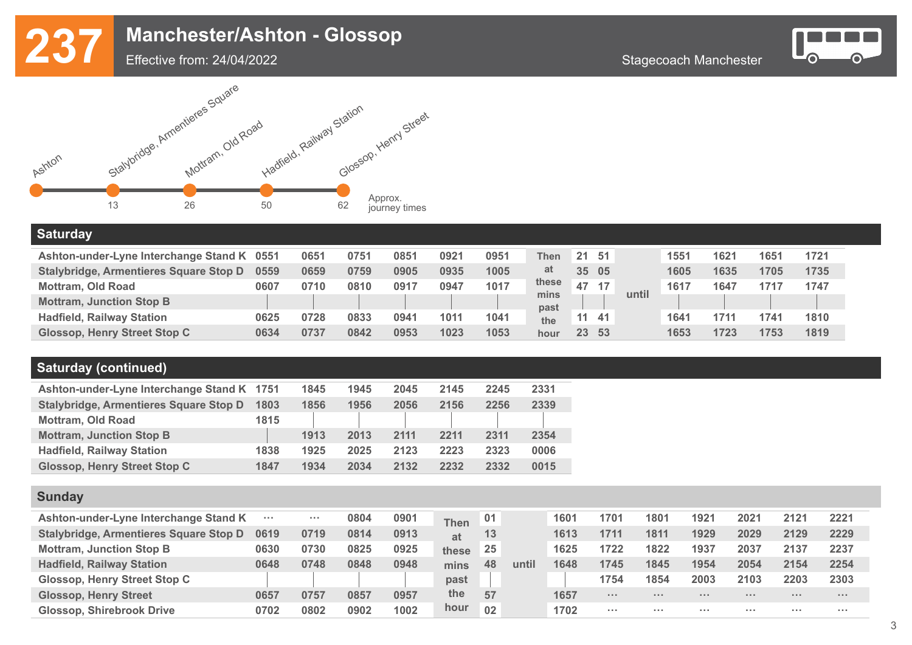# 237 Manchester/Ashton - Glossop

Effective from: 24/04/2022

Stagecoach Manchester

Ashton — Stalybridge, Armentieres Square (13) — Mottram, Old Road (26) — Hadfield, Railway Station (50) — Glossop, Henry Street (62)

Approx. journey times

## Saturday

| | | | | | | | | | | | | | | |
|---|---|---|---|---|---|---|---|---|---|---|---|---|---|---|
| Ashton-under-Lyne Interchange Stand K | 0551 | 0651 | 0751 | 0851 | 0921 | 0951 | Then at these mins past the hour | 21 | 51 | until | 1551 | 1621 | 1651 | 1721 |
| Stalybridge, Armentieres Square Stop D | 0559 | 0659 | 0759 | 0905 | 0935 | 1005 | | 35 | 05 | | 1605 | 1635 | 1705 | 1735 |
| Mottram, Old Road | 0607 | 0710 | 0810 | 0917 | 0947 | 1017 | | 47 | 17 | | 1617 | 1647 | 1717 | 1747 |
| Mottram, Junction Stop B | \| | \| | \| | \| | \| | \| | | \| | \| | | \| | \| | \| | \| |
| Hadfield, Railway Station | 0625 | 0728 | 0833 | 0941 | 1011 | 1041 | | 11 | 41 | | 1641 | 1711 | 1741 | 1810 |
| Glossop, Henry Street Stop C | 0634 | 0737 | 0842 | 0953 | 1023 | 1053 | | 23 | 53 | | 1653 | 1723 | 1753 | 1819 |

## Saturday (continued)

| | | | | | | | |
|---|---|---|---|---|---|---|---|
| Ashton-under-Lyne Interchange Stand K | 1751 | 1845 | 1945 | 2045 | 2145 | 2245 | 2331 |
| Stalybridge, Armentieres Square Stop D | 1803 | 1856 | 1956 | 2056 | 2156 | 2256 | 2339 |
| Mottram, Old Road | 1815 | \| | \| | \| | \| | \| | \| |
| Mottram, Junction Stop B | \| | 1913 | 2013 | 2111 | 2211 | 2311 | 2354 |
| Hadfield, Railway Station | 1838 | 1925 | 2025 | 2123 | 2223 | 2323 | 0006 |
| Glossop, Henry Street Stop C | 1847 | 1934 | 2034 | 2132 | 2232 | 2332 | 0015 |

## Sunday

| | | | | | | | | | | | | | | | |
|---|---|---|---|---|---|---|---|---|---|---|---|---|---|---|---|
| Ashton-under-Lyne Interchange Stand K | ... | ... | 0804 | 0901 | Then at these mins past the hour | 01 | until | 1601 | 1701 | 1801 | 1921 | 2021 | 2121 | 2221 |
| Stalybridge, Armentieres Square Stop D | 0619 | 0719 | 0814 | 0913 | | 13 | | 1613 | 1711 | 1811 | 1929 | 2029 | 2129 | 2229 |
| Mottram, Junction Stop B | 0630 | 0730 | 0825 | 0925 | | 25 | | 1625 | 1722 | 1822 | 1937 | 2037 | 2137 | 2237 |
| Hadfield, Railway Station | 0648 | 0748 | 0848 | 0948 | | 48 | | 1648 | 1745 | 1845 | 1954 | 2054 | 2154 | 2254 |
| Glossop, Henry Street Stop C | \| | \| | \| | \| | | \| | | \| | 1754 | 1854 | 2003 | 2103 | 2203 | 2303 |
| Glossop, Henry Street | 0657 | 0757 | 0857 | 0957 | | 57 | | 1657 | ... | ... | ... | ... | ... | ... |
| Glossop, Shirebrook Drive | 0702 | 0802 | 0902 | 1002 | | 02 | | 1702 | ... | ... | ... | ... | ... | ... |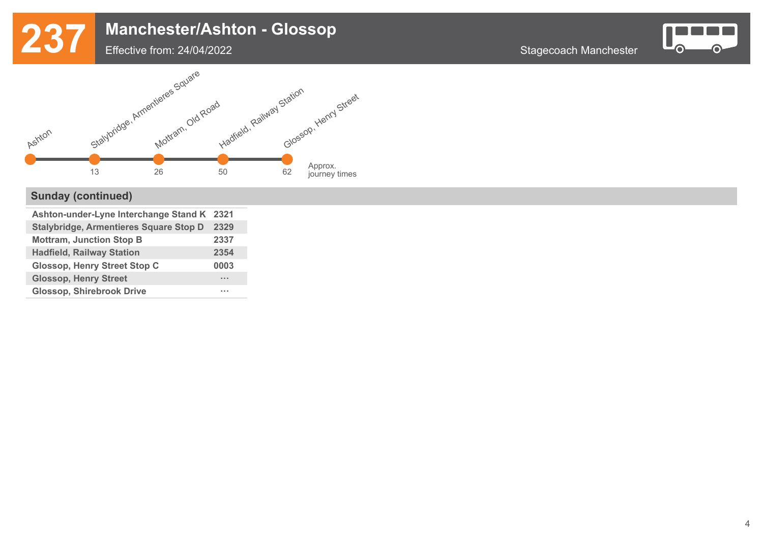# 237

## Manchester/Ashton - Glossop

Effective from: 24/04/2022

Stagecoach Manchester

| Ashton | Stalybridge, Armentieres Square | Mottram, Old Road | Hadfield, Railway Station | Glossop, Henry Street | |
|---|---|---|---|---|---|
| | 13 | 26 | 50 | 62 | Approx. journey times |

### Sunday (continued)

| Stop | |
|---|---|
| Ashton-under-Lyne Interchange Stand K | 2321 |
| Stalybridge, Armentieres Square Stop D | 2329 |
| Mottram, Junction Stop B | 2337 |
| Hadfield, Railway Station | 2354 |
| Glossop, Henry Street Stop C | 0003 |
| Glossop, Henry Street | ··· |
| Glossop, Shirebrook Drive | ··· |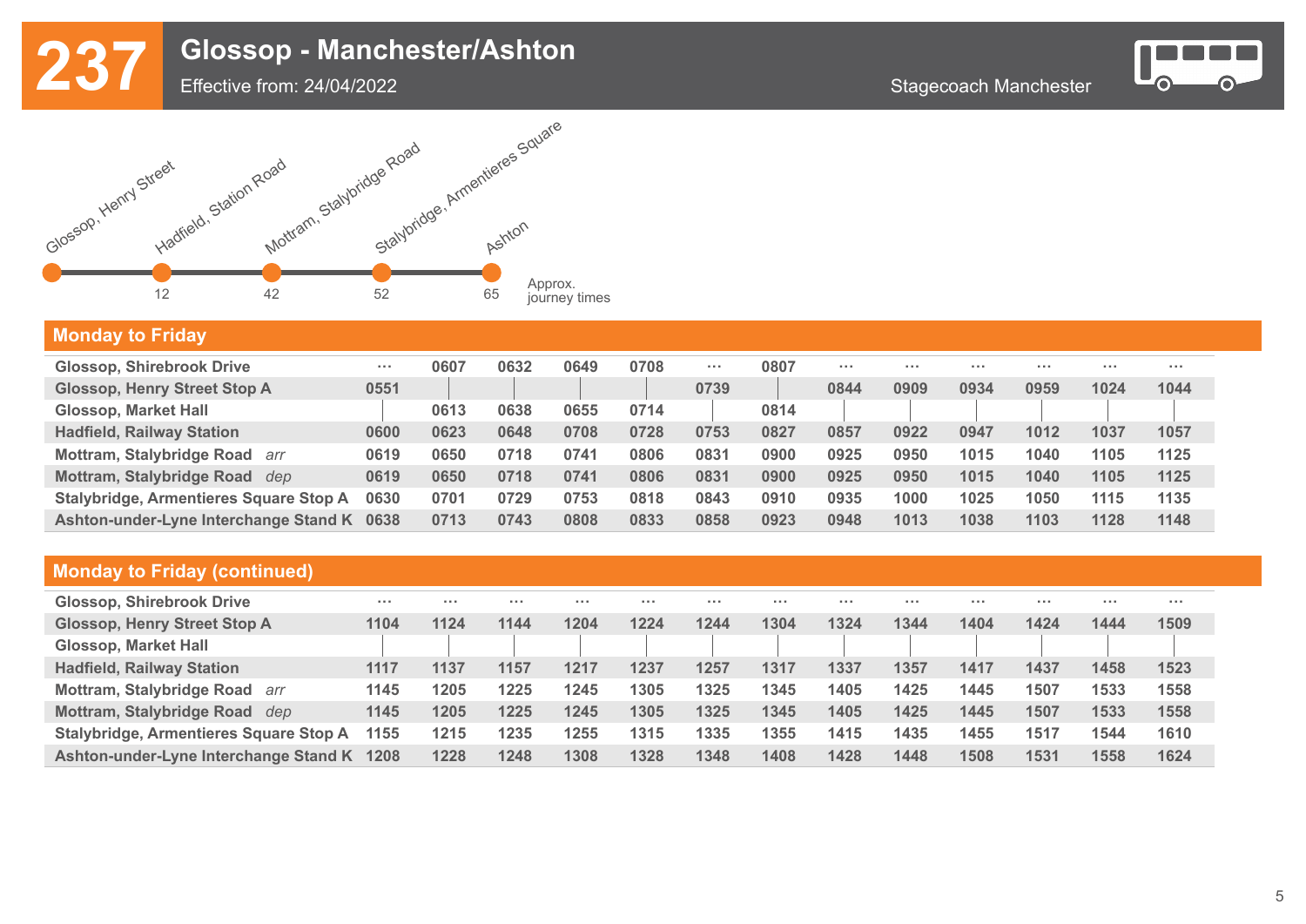# 237 Glossop - Manchester/Ashton

Effective from: 24/04/2022

Stagecoach Manchester

Glossop, Henry Street — Hadfield, Station Road (12) — Mottram, Stalybridge Road (42) — Stalybridge, Armentieres Square (52) — Ashton (65)

Approx. journey times

## Monday to Friday

| | | | | | | | | | | | | | |
|---|---|---|---|---|---|---|---|---|---|---|---|---|---|
| Glossop, Shirebrook Drive | ... | 0607 | 0632 | 0649 | 0708 | ... | 0807 | ... | ... | ... | ... | ... | ... |
| Glossop, Henry Street Stop A | 0551 | \| | \| | \| | \| | 0739 | \| | 0844 | 0909 | 0934 | 0959 | 1024 | 1044 |
| Glossop, Market Hall | \| | 0613 | 0638 | 0655 | 0714 | \| | 0814 | \| | \| | \| | \| | \| | \| |
| Hadfield, Railway Station | 0600 | 0623 | 0648 | 0708 | 0728 | 0753 | 0827 | 0857 | 0922 | 0947 | 1012 | 1037 | 1057 |
| Mottram, Stalybridge Road *arr* | 0619 | 0650 | 0718 | 0741 | 0806 | 0831 | 0900 | 0925 | 0950 | 1015 | 1040 | 1105 | 1125 |
| Mottram, Stalybridge Road *dep* | 0619 | 0650 | 0718 | 0741 | 0806 | 0831 | 0900 | 0925 | 0950 | 1015 | 1040 | 1105 | 1125 |
| Stalybridge, Armentieres Square Stop A | 0630 | 0701 | 0729 | 0753 | 0818 | 0843 | 0910 | 0935 | 1000 | 1025 | 1050 | 1115 | 1135 |
| Ashton-under-Lyne Interchange Stand K | 0638 | 0713 | 0743 | 0808 | 0833 | 0858 | 0923 | 0948 | 1013 | 1038 | 1103 | 1128 | 1148 |

## Monday to Friday (continued)

| | | | | | | | | | | | | | |
|---|---|---|---|---|---|---|---|---|---|---|---|---|---|
| Glossop, Shirebrook Drive | ... | ... | ... | ... | ... | ... | ... | ... | ... | ... | ... | ... | ... |
| Glossop, Henry Street Stop A | 1104 | 1124 | 1144 | 1204 | 1224 | 1244 | 1304 | 1324 | 1344 | 1404 | 1424 | 1444 | 1509 |
| Glossop, Market Hall | \| | \| | \| | \| | \| | \| | \| | \| | \| | \| | \| | \| | \| |
| Hadfield, Railway Station | 1117 | 1137 | 1157 | 1217 | 1237 | 1257 | 1317 | 1337 | 1357 | 1417 | 1437 | 1458 | 1523 |
| Mottram, Stalybridge Road *arr* | 1145 | 1205 | 1225 | 1245 | 1305 | 1325 | 1345 | 1405 | 1425 | 1445 | 1507 | 1533 | 1558 |
| Mottram, Stalybridge Road *dep* | 1145 | 1205 | 1225 | 1245 | 1305 | 1325 | 1345 | 1405 | 1425 | 1445 | 1507 | 1533 | 1558 |
| Stalybridge, Armentieres Square Stop A | 1155 | 1215 | 1235 | 1255 | 1315 | 1335 | 1355 | 1415 | 1435 | 1455 | 1517 | 1544 | 1610 |
| Ashton-under-Lyne Interchange Stand K | 1208 | 1228 | 1248 | 1308 | 1328 | 1348 | 1408 | 1428 | 1448 | 1508 | 1531 | 1558 | 1624 |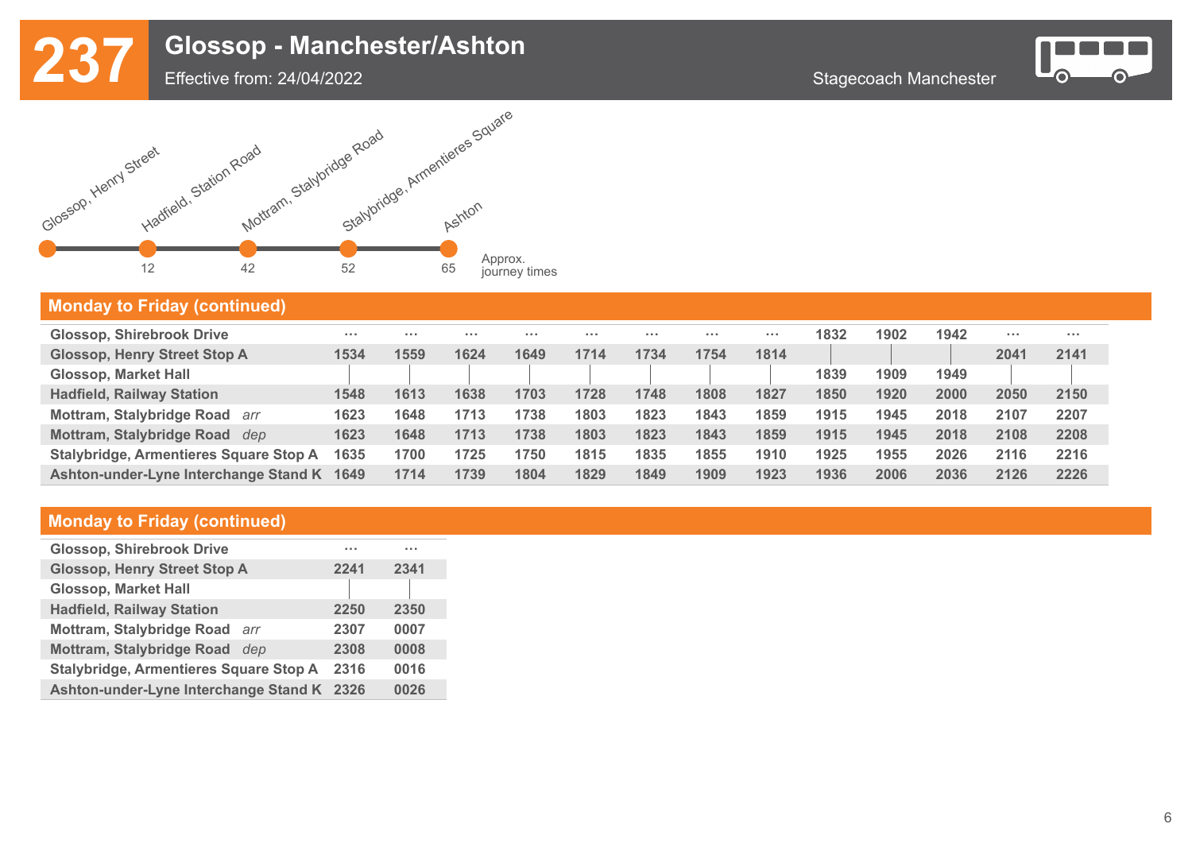# 237 Glossop - Manchester/Ashton

Effective from: 24/04/2022

Stagecoach Manchester

Glossop, Henry Street — Hadfield, Station Road (12) — Mottram, Stalybridge Road (42) — Stalybridge, Armentieres Square (52) — Ashton (65)

Approx. journey times

## Monday to Friday (continued)

| | | | | | | | | | | | | | |
|---|---|---|---|---|---|---|---|---|---|---|---|---|---|
| Glossop, Shirebrook Drive | ... | ... | ... | ... | ... | ... | ... | ... | 1832 | 1902 | 1942 | ... | ... |
| Glossop, Henry Street Stop A | 1534 | 1559 | 1624 | 1649 | 1714 | 1734 | 1754 | 1814 | \| | \| | \| | 2041 | 2141 |
| Glossop, Market Hall | \| | \| | \| | \| | \| | \| | \| | \| | 1839 | 1909 | 1949 | \| | \| |
| Hadfield, Railway Station | 1548 | 1613 | 1638 | 1703 | 1728 | 1748 | 1808 | 1827 | 1850 | 1920 | 2000 | 2050 | 2150 |
| Mottram, Stalybridge Road *arr* | 1623 | 1648 | 1713 | 1738 | 1803 | 1823 | 1843 | 1859 | 1915 | 1945 | 2018 | 2107 | 2207 |
| Mottram, Stalybridge Road *dep* | 1623 | 1648 | 1713 | 1738 | 1803 | 1823 | 1843 | 1859 | 1915 | 1945 | 2018 | 2108 | 2208 |
| Stalybridge, Armentieres Square Stop A | 1635 | 1700 | 1725 | 1750 | 1815 | 1835 | 1855 | 1910 | 1925 | 1955 | 2026 | 2116 | 2216 |
| Ashton-under-Lyne Interchange Stand K | 1649 | 1714 | 1739 | 1804 | 1829 | 1849 | 1909 | 1923 | 1936 | 2006 | 2036 | 2126 | 2226 |

## Monday to Friday (continued)

| | | |
|---|---|---|
| Glossop, Shirebrook Drive | ... | ... |
| Glossop, Henry Street Stop A | 2241 | 2341 |
| Glossop, Market Hall | \| | \| |
| Hadfield, Railway Station | 2250 | 2350 |
| Mottram, Stalybridge Road *arr* | 2307 | 0007 |
| Mottram, Stalybridge Road *dep* | 2308 | 0008 |
| Stalybridge, Armentieres Square Stop A | 2316 | 0016 |
| Ashton-under-Lyne Interchange Stand K | 2326 | 0026 |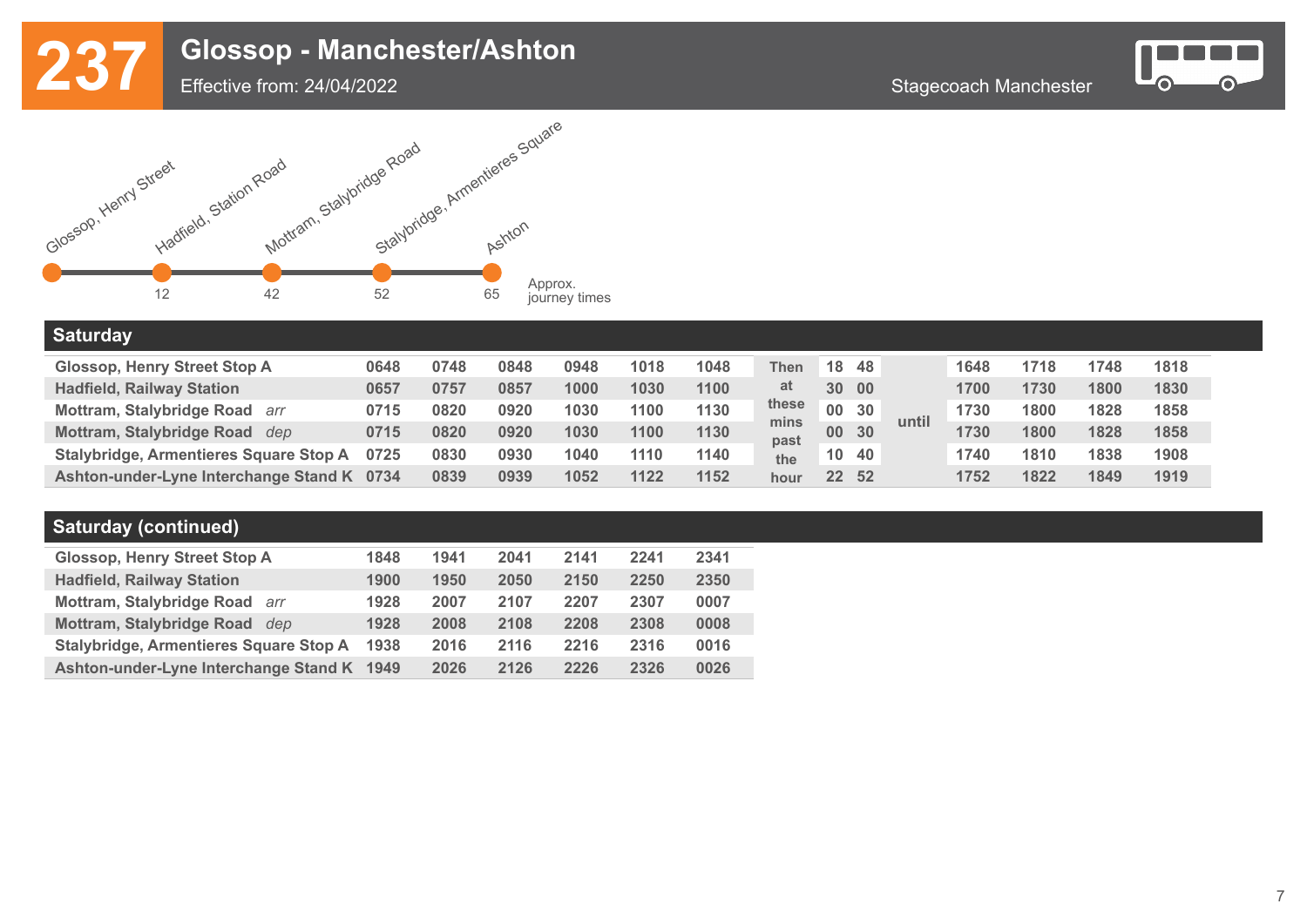# 237 Glossop - Manchester/Ashton

Effective from: 24/04/2022

Stagecoach Manchester

| Glossop, Henry Street | Hadfield, Station Road | Mottram, Stalybridge Road | Stalybridge, Armentieres Square | Ashton | |
|---|---|---|---|---|---|
| | 12 | 42 | 52 | 65 | Approx. journey times |

## Saturday

| | | | | | | | Then at these mins past the hour | | | | | | | |
|---|---|---|---|---|---|---|---|---|---|---|---|---|---|---|
| Glossop, Henry Street Stop A | 0648 | 0748 | 0848 | 0948 | 1018 | 1048 | 18 | 48 | until | 1648 | 1718 | 1748 | 1818 |
| Hadfield, Railway Station | 0657 | 0757 | 0857 | 1000 | 1030 | 1100 | 30 | 00 | | 1700 | 1730 | 1800 | 1830 |
| Mottram, Stalybridge Road *arr* | 0715 | 0820 | 0920 | 1030 | 1100 | 1130 | 00 | 30 | | 1730 | 1800 | 1828 | 1858 |
| Mottram, Stalybridge Road *dep* | 0715 | 0820 | 0920 | 1030 | 1100 | 1130 | 00 | 30 | | 1730 | 1800 | 1828 | 1858 |
| Stalybridge, Armentieres Square Stop A | 0725 | 0830 | 0930 | 1040 | 1110 | 1140 | 10 | 40 | | 1740 | 1810 | 1838 | 1908 |
| Ashton-under-Lyne Interchange Stand K | 0734 | 0839 | 0939 | 1052 | 1122 | 1152 | 22 | 52 | | 1752 | 1822 | 1849 | 1919 |

## Saturday (continued)

| | | | | | | |
|---|---|---|---|---|---|---|
| Glossop, Henry Street Stop A | 1848 | 1941 | 2041 | 2141 | 2241 | 2341 |
| Hadfield, Railway Station | 1900 | 1950 | 2050 | 2150 | 2250 | 2350 |
| Mottram, Stalybridge Road *arr* | 1928 | 2007 | 2107 | 2207 | 2307 | 0007 |
| Mottram, Stalybridge Road *dep* | 1928 | 2008 | 2108 | 2208 | 2308 | 0008 |
| Stalybridge, Armentieres Square Stop A | 1938 | 2016 | 2116 | 2216 | 2316 | 0016 |
| Ashton-under-Lyne Interchange Stand K | 1949 | 2026 | 2126 | 2226 | 2326 | 0026 |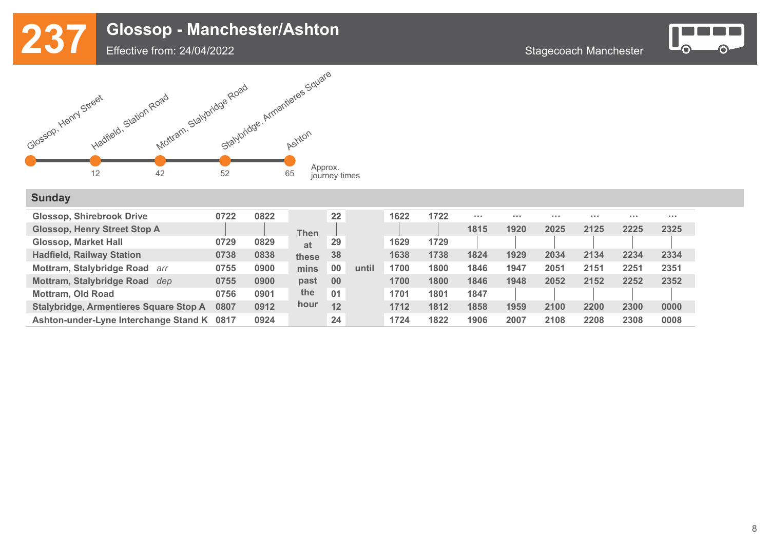# 237 Glossop - Manchester/Ashton

Effective from: 24/04/2022

Stagecoach Manchester

Glossop, Henry Street
Hadfield, Station Road
Mottram, Stalybridge Road
Stalybridge, Armentieres Square
Ashton

12
42
52
65
Approx. journey times

## Sunday

| | | | | | | | | | | | | | | |
|---|---|---|---|---|---|---|---|---|---|---|---|---|---|---|
| Glossop, Shirebrook Drive | 0722 | 0822 | Then at these mins past the hour | 22 | until | 1622 | 1722 | ... | ... | ... | ... | ... | ... |
| Glossop, Henry Street Stop A | \| | \| | | \| | | \| | \| | 1815 | 1920 | 2025 | 2125 | 2225 | 2325 |
| Glossop, Market Hall | 0729 | 0829 | | 29 | | 1629 | 1729 | \| | \| | \| | \| | \| | \| |
| Hadfield, Railway Station | 0738 | 0838 | | 38 | | 1638 | 1738 | 1824 | 1929 | 2034 | 2134 | 2234 | 2334 |
| Mottram, Stalybridge Road *arr* | 0755 | 0900 | | 00 | | 1700 | 1800 | 1846 | 1947 | 2051 | 2151 | 2251 | 2351 |
| Mottram, Stalybridge Road *dep* | 0755 | 0900 | | 00 | | 1700 | 1800 | 1846 | 1948 | 2052 | 2152 | 2252 | 2352 |
| Mottram, Old Road | 0756 | 0901 | | 01 | | 1701 | 1801 | 1847 | \| | \| | \| | \| | \| |
| Stalybridge, Armentieres Square Stop A | 0807 | 0912 | | 12 | | 1712 | 1812 | 1858 | 1959 | 2100 | 2200 | 2300 | 0000 |
| Ashton-under-Lyne Interchange Stand K | 0817 | 0924 | | 24 | | 1724 | 1822 | 1906 | 2007 | 2108 | 2208 | 2308 | 0008 |